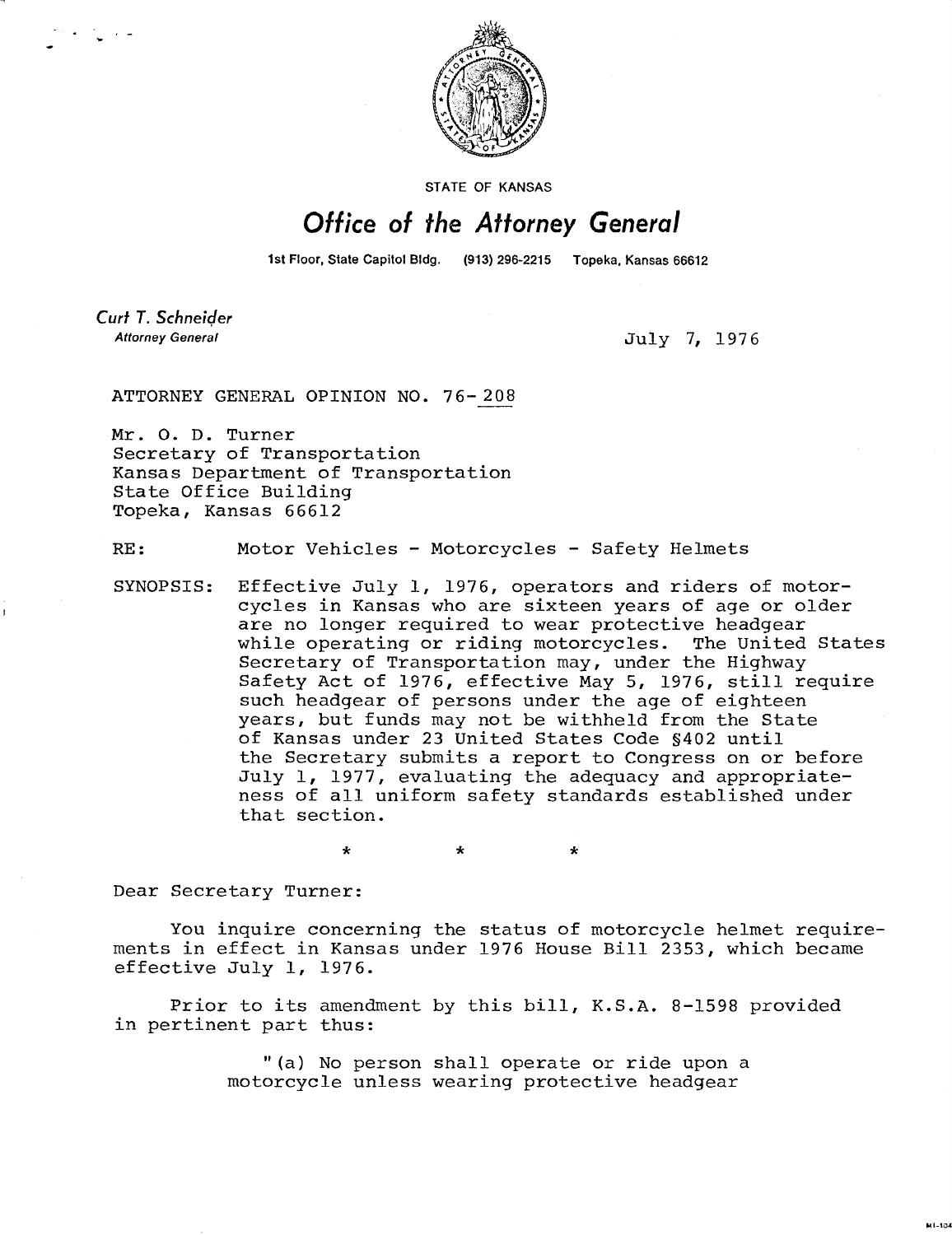STATE OF KANSAS

# Office of the Attorney General

1st Floor, State Capitol Bldg. (913) 296-2215 Topeka, Kansas 66612

*Curt T. Schneider*
*Attorney General*

July 7, 1976

ATTORNEY GENERAL OPINION NO. 76-208

Mr. O. D. Turner
Secretary of Transportation
Kansas Department of Transportation
State Office Building
Topeka, Kansas 66612

RE: Motor Vehicles - Motorcycles - Safety Helmets

SYNOPSIS: Effective July 1, 1976, operators and riders of motorcycles in Kansas who are sixteen years of age or older are no longer required to wear protective headgear while operating or riding motorcycles. The United States Secretary of Transportation may, under the Highway Safety Act of 1976, effective May 5, 1976, still require such headgear of persons under the age of eighteen years, but funds may not be withheld from the State of Kansas under 23 United States Code §402 until the Secretary submits a report to Congress on or before July 1, 1977, evaluating the adequacy and appropriateness of all uniform safety standards established under that section.

\*  \*  \*

Dear Secretary Turner:

You inquire concerning the status of motorcycle helmet requirements in effect in Kansas under 1976 House Bill 2353, which became effective July 1, 1976.

Prior to its amendment by this bill, K.S.A. 8-1598 provided in pertinent part thus:

> "(a) No person shall operate or ride upon a motorcycle unless wearing protective headgear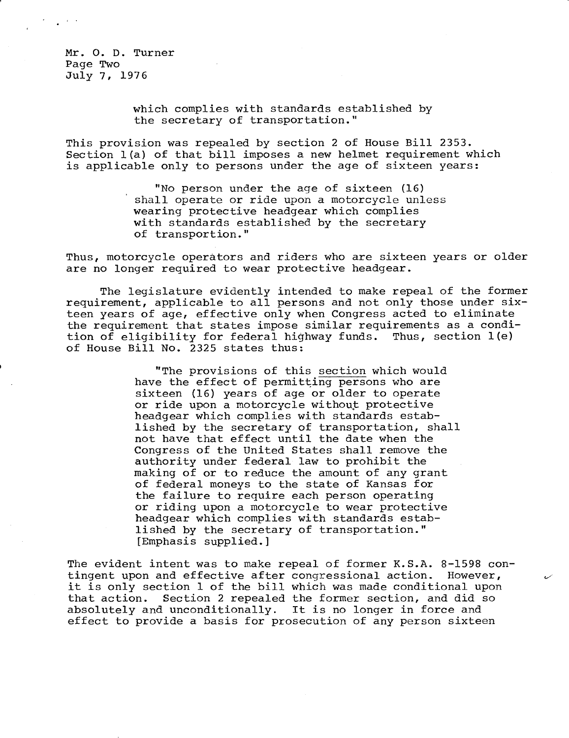which complies with standards established by the secretary of transportation."

This provision was repealed by section 2 of House Bill 2353. Section 1(a) of that bill imposes a new helmet requirement which is applicable only to persons under the age of sixteen years:

> "No person under the age of sixteen (16) shall operate or ride upon a motorcycle unless wearing protective headgear which complies with standards established by the secretary of transportion."

Thus, motorcycle operators and riders who are sixteen years or older are no longer required to wear protective headgear.

The legislature evidently intended to make repeal of the former requirement, applicable to all persons and not only those under sixteen years of age, effective only when Congress acted to eliminate the requirement that states impose similar requirements as a condition of eligibility for federal highway funds. Thus, section 1(e) of House Bill No. 2325 states thus:

> "The provisions of this <u>section</u> which would have the effect of permitting persons who are sixteen (16) years of age or older to operate or ride upon a motorcycle without protective headgear which complies with standards established by the secretary of transportation, shall not have that effect until the date when the Congress of the United States shall remove the authority under federal law to prohibit the making of or to reduce the amount of any grant of federal moneys to the state of Kansas for the failure to require each person operating or riding upon a motorcycle to wear protective headgear which complies with standards established by the secretary of transportation." [Emphasis supplied.]

The evident intent was to make repeal of former K.S.A. 8-1598 contingent upon and effective after congressional action. However, it is only section 1 of the bill which was made conditional upon that action. Section 2 repealed the former section, and did so absolutely and unconditionally. It is no longer in force and effect to provide a basis for prosecution of any person sixteen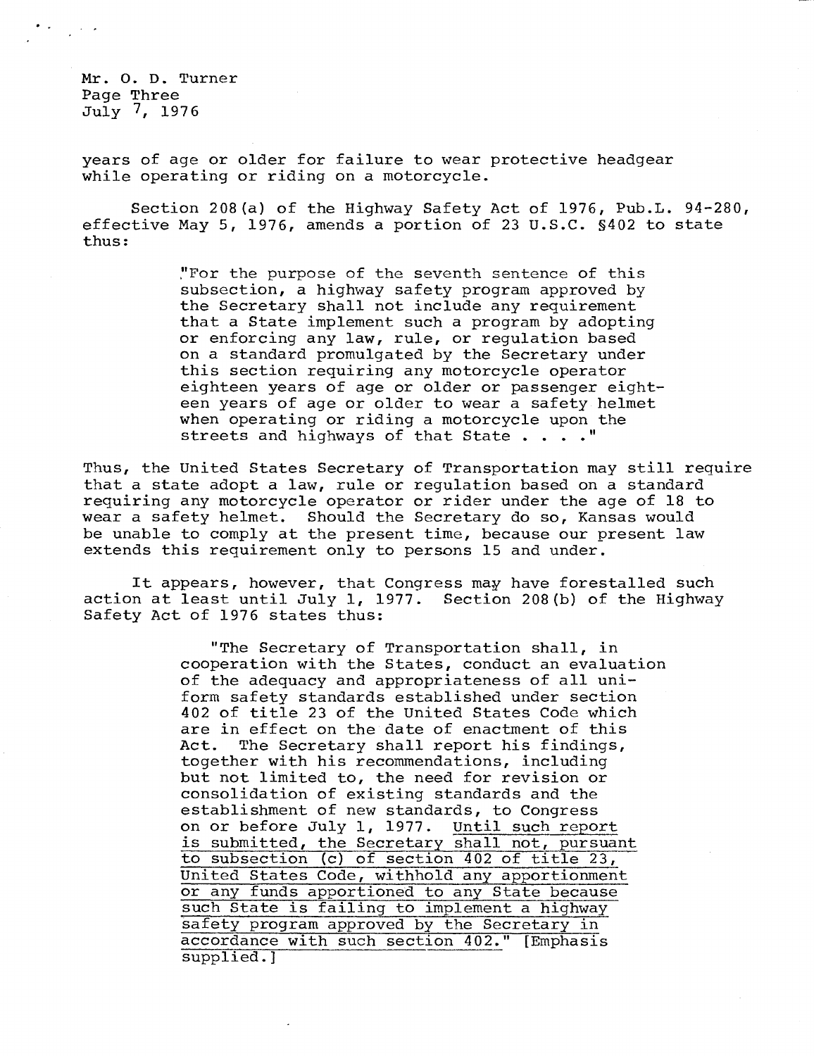years of age or older for failure to wear protective headgear while operating or riding on a motorcycle.

Section 208(a) of the Highway Safety Act of 1976, Pub.L. 94-280, effective May 5, 1976, amends a portion of 23 U.S.C. §402 to state thus:

> "For the purpose of the seventh sentence of this subsection, a highway safety program approved by the Secretary shall not include any requirement that a State implement such a program by adopting or enforcing any law, rule, or regulation based on a standard promulgated by the Secretary under this section requiring any motorcycle operator eighteen years of age or older or passenger eighteen years of age or older to wear a safety helmet when operating or riding a motorcycle upon the streets and highways of that State . . . ."

Thus, the United States Secretary of Transportation may still require that a state adopt a law, rule or regulation based on a standard requiring any motorcycle operator or rider under the age of 18 to wear a safety helmet. Should the Secretary do so, Kansas would be unable to comply at the present time, because our present law extends this requirement only to persons 15 and under.

It appears, however, that Congress may have forestalled such action at least until July 1, 1977. Section 208(b) of the Highway Safety Act of 1976 states thus:

> "The Secretary of Transportation shall, in cooperation with the States, conduct an evaluation of the adequacy and appropriateness of all uniform safety standards established under section 402 of title 23 of the United States Code which are in effect on the date of enactment of this Act. The Secretary shall report his findings, together with his recommendations, including but not limited to, the need for revision or consolidation of existing standards and the establishment of new standards, to Congress on or before July 1, 1977. <u>Until such report is submitted, the Secretary shall not, pursuant to subsection (c) of section 402 of title 23, United States Code, withhold any apportionment or any funds apportioned to any State because such State is failing to implement a highway safety program approved by the Secretary in accordance with such section 402.</u>" [Emphasis supplied.]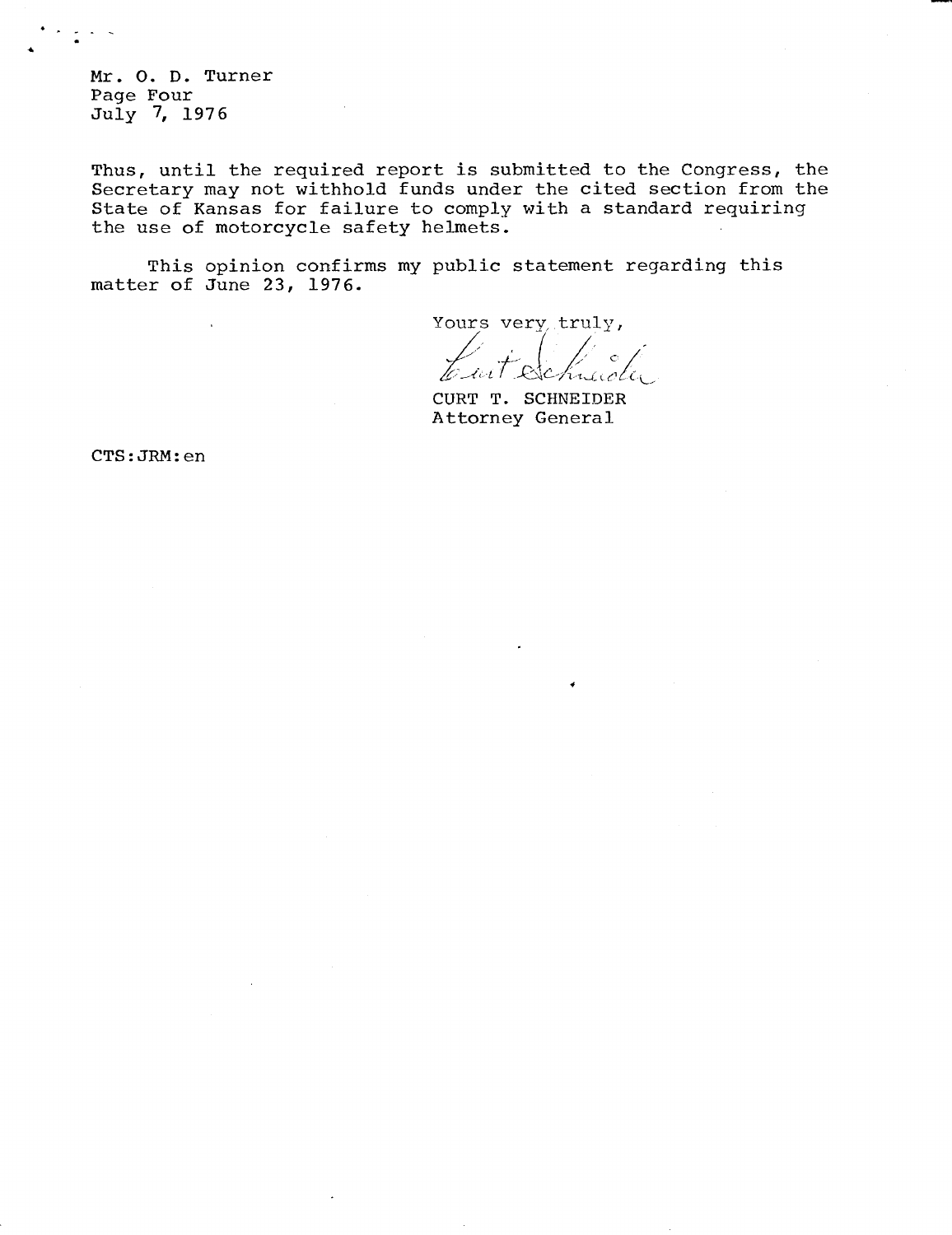Mr. O. D. Turner
Page Four
July 7, 1976

Thus, until the required report is submitted to the Congress, the Secretary may not withhold funds under the cited section from the State of Kansas for failure to comply with a standard requiring the use of motorcycle safety helmets.

This opinion confirms my public statement regarding this matter of June 23, 1976.

Yours very truly,

CURT T. SCHNEIDER
Attorney General

CTS:JRM:en